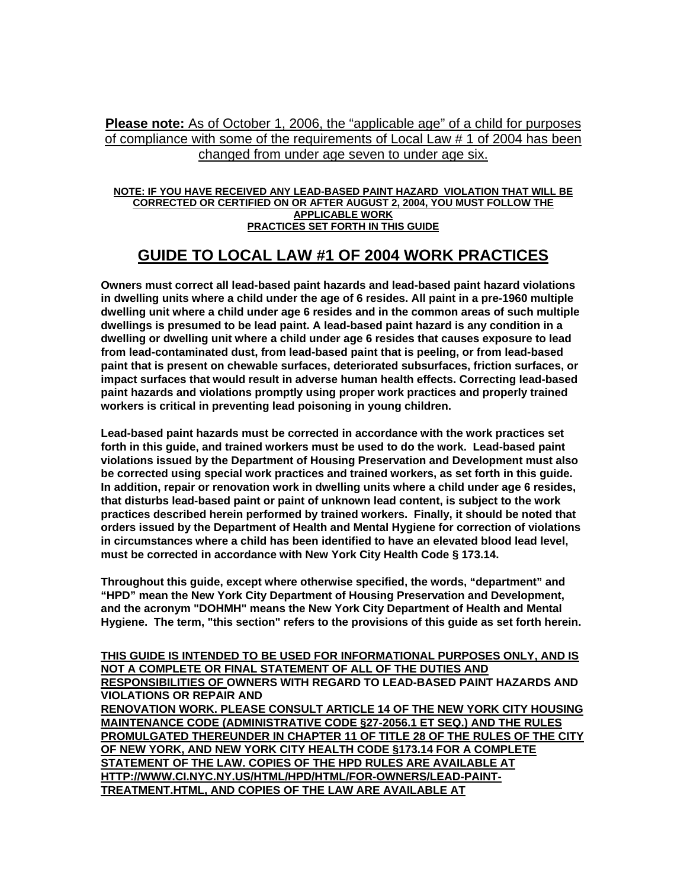**Please note:** As of October 1, 2006, the "applicable age" of a child for purposes of compliance with some of the requirements of Local Law # 1 of 2004 has been changed from under age seven to under age six.

**NOTE: IF YOU HAVE RECEIVED ANY LEAD-BASED PAINT HAZARD VIOLATION THAT WILL BE CORRECTED OR CERTIFIED ON OR AFTER AUGUST 2, 2004, YOU MUST FOLLOW THE APPLICABLE WORK PRACTICES SET FORTH IN THIS GUIDE**

# GUIDE TO LOCAL LAW #1 OF 2004 WORK PRACTICES

**Owners must correct all lead-based paint hazards and lead-based paint hazard violations in dwelling units where a child under the age of 6 resides. All paint in a pre-1960 multiple dwelling unit where a child under age 6 resides and in the common areas of such multiple dwellings is presumed to be lead paint. A lead-based paint hazard is any condition in a dwelling or dwelling unit where a child under age 6 resides that causes exposure to lead from lead-contaminated dust, from lead-based paint that is peeling, or from lead-based paint that is present on chewable surfaces, deteriorated subsurfaces, friction surfaces, or impact surfaces that would result in adverse human health effects. Correcting lead-based paint hazards and violations promptly using proper work practices and properly trained workers is critical in preventing lead poisoning in young children.**

**Lead-based paint hazards must be corrected in accordance with the work practices set forth in this guide, and trained workers must be used to do the work. Lead-based paint violations issued by the Department of Housing Preservation and Development must also be corrected using special work practices and trained workers, as set forth in this guide. In addition, repair or renovation work in dwelling units where a child under age 6 resides, that disturbs lead-based paint or paint of unknown lead content, is subject to the work practices described herein performed by trained workers. Finally, it should be noted that orders issued by the Department of Health and Mental Hygiene for correction of violations in circumstances where a child has been identified to have an elevated blood lead level, must be corrected in accordance with New York City Health Code § 173.14.**

**Throughout this guide, except where otherwise specified, the words, "department" and "HPD" mean the New York City Department of Housing Preservation and Development, and the acronym "DOHMH" means the New York City Department of Health and Mental Hygiene. The term, "this section" refers to the provisions of this guide as set forth herein.**

**THIS GUIDE IS INTENDED TO BE USED FOR INFORMATIONAL PURPOSES ONLY, AND IS NOT A COMPLETE OR FINAL STATEMENT OF ALL OF THE DUTIES AND RESPONSIBILITIES OF OWNERS WITH REGARD TO LEAD-BASED PAINT HAZARDS AND VIOLATIONS OR REPAIR AND RENOVATION WORK. PLEASE CONSULT ARTICLE 14 OF THE NEW YORK CITY HOUSING MAINTENANCE CODE (ADMINISTRATIVE CODE §27-2056.1 ET SEQ.) AND THE RULES PROMULGATED THEREUNDER IN CHAPTER 11 OF TITLE 28 OF THE RULES OF THE CITY OF NEW YORK, AND NEW YORK CITY HEALTH CODE §173.14 FOR A COMPLETE STATEMENT OF THE LAW. COPIES OF THE HPD RULES ARE AVAILABLE AT HTTP://WWW.CI.NYC.NY.US/HTML/HPD/HTML/FOR-OWNERS/LEAD-PAINT-TREATMENT.HTML, AND COPIES OF THE LAW ARE AVAILABLE AT**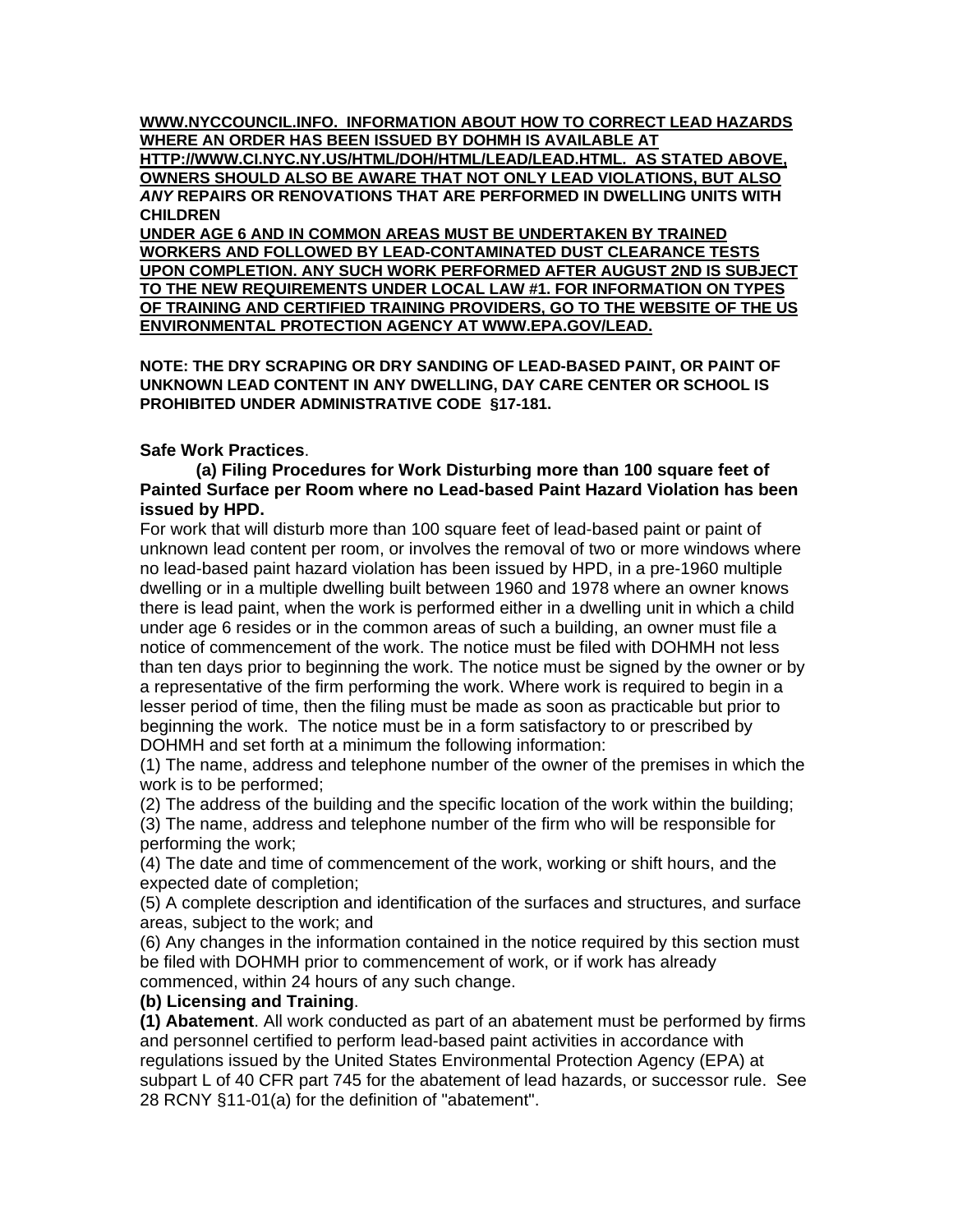**WWW.NYCCOUNCIL.INFO. INFORMATION ABOUT HOW TO CORRECT LEAD HAZARDS WHERE AN ORDER HAS BEEN ISSUED BY DOHMH IS AVAILABLE AT HTTP://WWW.CI.NYC.NY.US/HTML/DOH/HTML/LEAD/LEAD.HTML. AS STATED ABOVE, OWNERS SHOULD ALSO BE AWARE THAT NOT ONLY LEAD VIOLATIONS, BUT ALSO *ANY* REPAIRS OR RENOVATIONS THAT ARE PERFORMED IN DWELLING UNITS WITH CHILDREN UNDER AGE 6 AND IN COMMON AREAS MUST BE UNDERTAKEN BY TRAINED WORKERS AND FOLLOWED BY LEAD-CONTAMINATED DUST CLEARANCE TESTS UPON COMPLETION. ANY SUCH WORK PERFORMED AFTER AUGUST 2ND IS SUBJECT TO THE NEW REQUIREMENTS UNDER LOCAL LAW #1. FOR INFORMATION ON TYPES OF TRAINING AND CERTIFIED TRAINING PROVIDERS, GO TO THE WEBSITE OF THE US ENVIRONMENTAL PROTECTION AGENCY AT WWW.EPA.GOV/LEAD.**

**NOTE: THE DRY SCRAPING OR DRY SANDING OF LEAD-BASED PAINT, OR PAINT OF UNKNOWN LEAD CONTENT IN ANY DWELLING, DAY CARE CENTER OR SCHOOL IS PROHIBITED UNDER ADMINISTRATIVE CODE §17-181.**

**Safe Work Practices**.

**(a) Filing Procedures for Work Disturbing more than 100 square feet of Painted Surface per Room where no Lead-based Paint Hazard Violation has been issued by HPD.**

For work that will disturb more than 100 square feet of lead-based paint or paint of unknown lead content per room, or involves the removal of two or more windows where no lead-based paint hazard violation has been issued by HPD, in a pre-1960 multiple dwelling or in a multiple dwelling built between 1960 and 1978 where an owner knows there is lead paint, when the work is performed either in a dwelling unit in which a child under age 6 resides or in the common areas of such a building, an owner must file a notice of commencement of the work. The notice must be filed with DOHMH not less than ten days prior to beginning the work. The notice must be signed by the owner or by a representative of the firm performing the work. Where work is required to begin in a lesser period of time, then the filing must be made as soon as practicable but prior to beginning the work. The notice must be in a form satisfactory to or prescribed by DOHMH and set forth at a minimum the following information:

(1) The name, address and telephone number of the owner of the premises in which the work is to be performed;
(2) The address of the building and the specific location of the work within the building;
(3) The name, address and telephone number of the firm who will be responsible for performing the work;
(4) The date and time of commencement of the work, working or shift hours, and the expected date of completion;
(5) A complete description and identification of the surfaces and structures, and surface areas, subject to the work; and
(6) Any changes in the information contained in the notice required by this section must be filed with DOHMH prior to commencement of work, or if work has already commenced, within 24 hours of any such change.

**(b) Licensing and Training**.

**(1) Abatement**. All work conducted as part of an abatement must be performed by firms and personnel certified to perform lead-based paint activities in accordance with regulations issued by the United States Environmental Protection Agency (EPA) at subpart L of 40 CFR part 745 for the abatement of lead hazards, or successor rule. See 28 RCNY §11-01(a) for the definition of "abatement".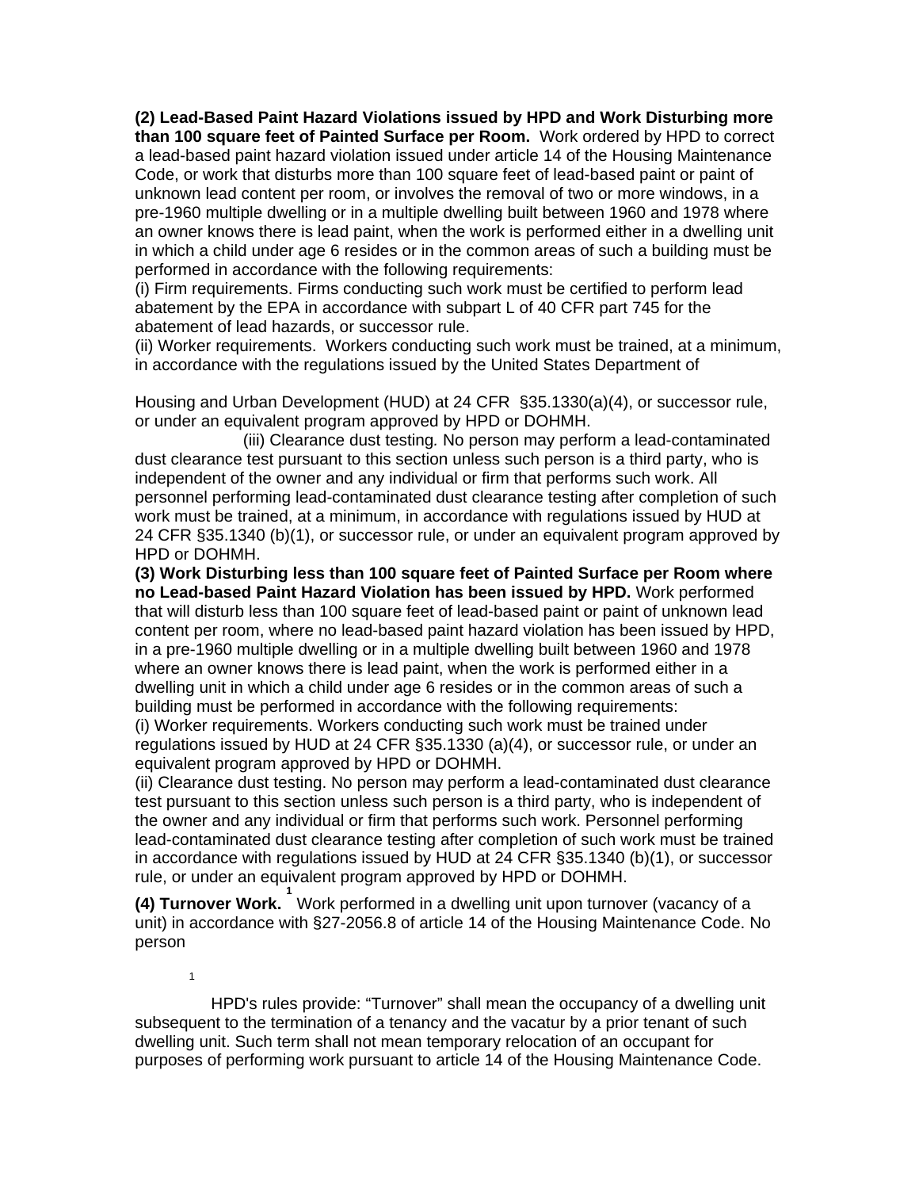**(2) Lead-Based Paint Hazard Violations issued by HPD and Work Disturbing more than 100 square feet of Painted Surface per Room.** Work ordered by HPD to correct a lead-based paint hazard violation issued under article 14 of the Housing Maintenance Code, or work that disturbs more than 100 square feet of lead-based paint or paint of unknown lead content per room, or involves the removal of two or more windows, in a pre-1960 multiple dwelling or in a multiple dwelling built between 1960 and 1978 where an owner knows there is lead paint, when the work is performed either in a dwelling unit in which a child under age 6 resides or in the common areas of such a building must be performed in accordance with the following requirements:

(i) Firm requirements. Firms conducting such work must be certified to perform lead abatement by the EPA in accordance with subpart L of 40 CFR part 745 for the abatement of lead hazards, or successor rule.

(ii) Worker requirements. Workers conducting such work must be trained, at a minimum, in accordance with the regulations issued by the United States Department of Housing and Urban Development (HUD) at 24 CFR §35.1330(a)(4), or successor rule, or under an equivalent program approved by HPD or DOHMH.

(iii) Clearance dust testing. No person may perform a lead-contaminated dust clearance test pursuant to this section unless such person is a third party, who is independent of the owner and any individual or firm that performs such work. All personnel performing lead-contaminated dust clearance testing after completion of such work must be trained, at a minimum, in accordance with regulations issued by HUD at 24 CFR §35.1340 (b)(1), or successor rule, or under an equivalent program approved by HPD or DOHMH.

**(3) Work Disturbing less than 100 square feet of Painted Surface per Room where no Lead-based Paint Hazard Violation has been issued by HPD.** Work performed that will disturb less than 100 square feet of lead-based paint or paint of unknown lead content per room, where no lead-based paint hazard violation has been issued by HPD, in a pre-1960 multiple dwelling or in a multiple dwelling built between 1960 and 1978 where an owner knows there is lead paint, when the work is performed either in a dwelling unit in which a child under age 6 resides or in the common areas of such a building must be performed in accordance with the following requirements:

(i) Worker requirements. Workers conducting such work must be trained under regulations issued by HUD at 24 CFR §35.1330 (a)(4), or successor rule, or under an equivalent program approved by HPD or DOHMH.

(ii) Clearance dust testing. No person may perform a lead-contaminated dust clearance test pursuant to this section unless such person is a third party, who is independent of the owner and any individual or firm that performs such work. Personnel performing lead-contaminated dust clearance testing after completion of such work must be trained in accordance with regulations issued by HUD at 24 CFR §35.1340 (b)(1), or successor rule, or under an equivalent program approved by HPD or DOHMH.

**(4) Turnover Work.** [1] Work performed in a dwelling unit upon turnover (vacancy of a unit) in accordance with §27-2056.8 of article 14 of the Housing Maintenance Code. No person

[1] HPD's rules provide: "Turnover" shall mean the occupancy of a dwelling unit subsequent to the termination of a tenancy and the vacatur by a prior tenant of such dwelling unit. Such term shall not mean temporary relocation of an occupant for purposes of performing work pursuant to article 14 of the Housing Maintenance Code.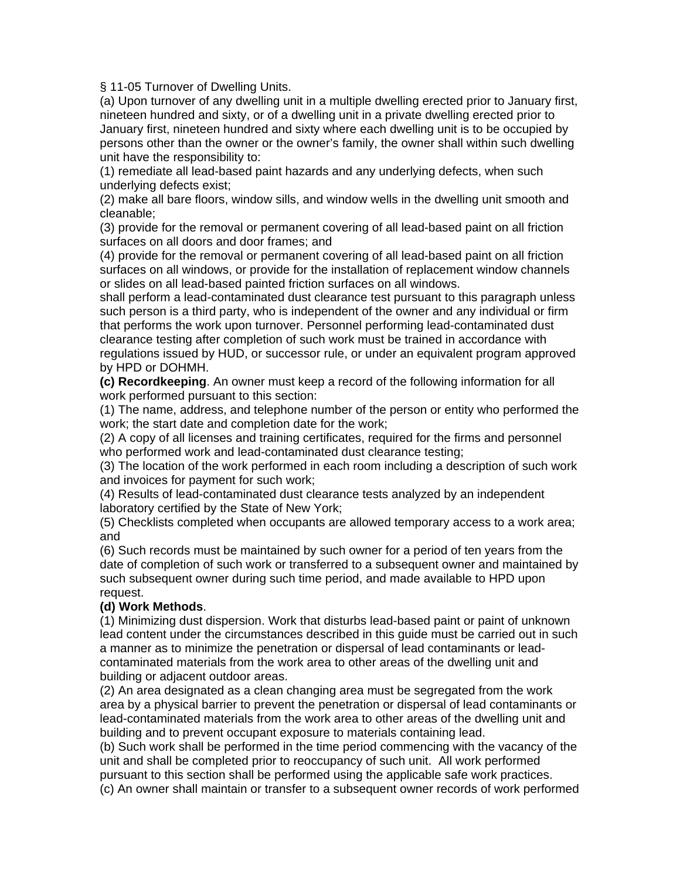§ 11-05 Turnover of Dwelling Units.

(a) Upon turnover of any dwelling unit in a multiple dwelling erected prior to January first, nineteen hundred and sixty, or of a dwelling unit in a private dwelling erected prior to January first, nineteen hundred and sixty where each dwelling unit is to be occupied by persons other than the owner or the owner's family, the owner shall within such dwelling unit have the responsibility to:

(1) remediate all lead-based paint hazards and any underlying defects, when such underlying defects exist;

(2) make all bare floors, window sills, and window wells in the dwelling unit smooth and cleanable;

(3) provide for the removal or permanent covering of all lead-based paint on all friction surfaces on all doors and door frames; and

(4) provide for the removal or permanent covering of all lead-based paint on all friction surfaces on all windows, or provide for the installation of replacement window channels or slides on all lead-based painted friction surfaces on all windows.

shall perform a lead-contaminated dust clearance test pursuant to this paragraph unless such person is a third party, who is independent of the owner and any individual or firm that performs the work upon turnover. Personnel performing lead-contaminated dust clearance testing after completion of such work must be trained in accordance with regulations issued by HUD, or successor rule, or under an equivalent program approved by HPD or DOHMH.

**(c) Recordkeeping**. An owner must keep a record of the following information for all work performed pursuant to this section:

(1) The name, address, and telephone number of the person or entity who performed the work; the start date and completion date for the work;

(2) A copy of all licenses and training certificates, required for the firms and personnel who performed work and lead-contaminated dust clearance testing;

(3) The location of the work performed in each room including a description of such work and invoices for payment for such work;

(4) Results of lead-contaminated dust clearance tests analyzed by an independent laboratory certified by the State of New York;

(5) Checklists completed when occupants are allowed temporary access to a work area; and

(6) Such records must be maintained by such owner for a period of ten years from the date of completion of such work or transferred to a subsequent owner and maintained by such subsequent owner during such time period, and made available to HPD upon request.

**(d) Work Methods**.

(1) Minimizing dust dispersion. Work that disturbs lead-based paint or paint of unknown lead content under the circumstances described in this guide must be carried out in such a manner as to minimize the penetration or dispersal of lead contaminants or lead-contaminated materials from the work area to other areas of the dwelling unit and building or adjacent outdoor areas.

(2) An area designated as a clean changing area must be segregated from the work area by a physical barrier to prevent the penetration or dispersal of lead contaminants or lead-contaminated materials from the work area to other areas of the dwelling unit and building and to prevent occupant exposure to materials containing lead.

(b) Such work shall be performed in the time period commencing with the vacancy of the unit and shall be completed prior to reoccupancy of such unit. All work performed pursuant to this section shall be performed using the applicable safe work practices.

(c) An owner shall maintain or transfer to a subsequent owner records of work performed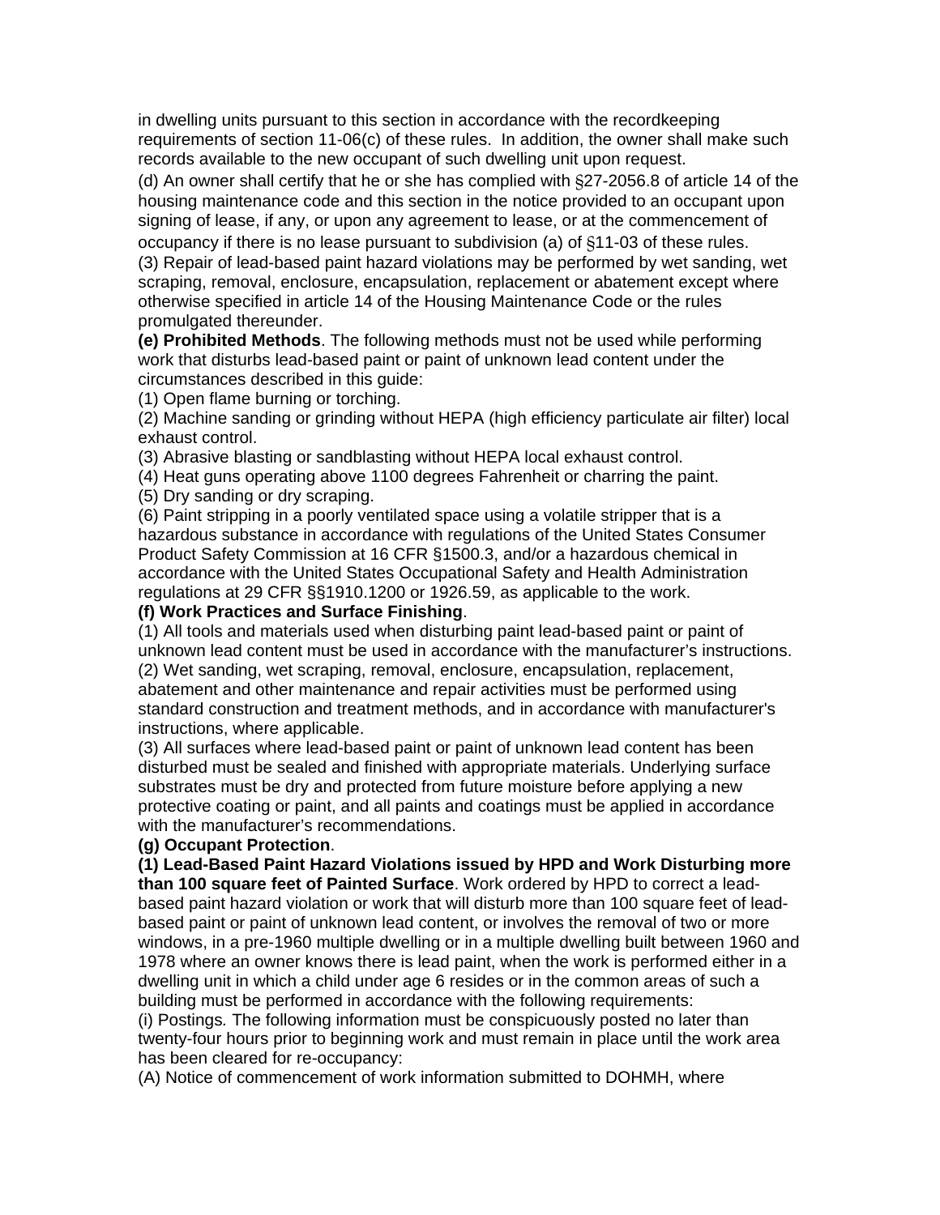in dwelling units pursuant to this section in accordance with the recordkeeping requirements of section 11-06(c) of these rules. In addition, the owner shall make such records available to the new occupant of such dwelling unit upon request.

(d) An owner shall certify that he or she has complied with §27-2056.8 of article 14 of the housing maintenance code and this section in the notice provided to an occupant upon signing of lease, if any, or upon any agreement to lease, or at the commencement of occupancy if there is no lease pursuant to subdivision (a) of §11-03 of these rules.

(3) Repair of lead-based paint hazard violations may be performed by wet sanding, wet scraping, removal, enclosure, encapsulation, replacement or abatement except where otherwise specified in article 14 of the Housing Maintenance Code or the rules promulgated thereunder.

**(e) Prohibited Methods**. The following methods must not be used while performing work that disturbs lead-based paint or paint of unknown lead content under the circumstances described in this guide:

(1) Open flame burning or torching.

(2) Machine sanding or grinding without HEPA (high efficiency particulate air filter) local exhaust control.

(3) Abrasive blasting or sandblasting without HEPA local exhaust control.

(4) Heat guns operating above 1100 degrees Fahrenheit or charring the paint.

(5) Dry sanding or dry scraping.

(6) Paint stripping in a poorly ventilated space using a volatile stripper that is a hazardous substance in accordance with regulations of the United States Consumer Product Safety Commission at 16 CFR §1500.3, and/or a hazardous chemical in accordance with the United States Occupational Safety and Health Administration regulations at 29 CFR §§1910.1200 or 1926.59, as applicable to the work.

**(f) Work Practices and Surface Finishing**.

(1) All tools and materials used when disturbing paint lead-based paint or paint of unknown lead content must be used in accordance with the manufacturer's instructions.

(2) Wet sanding, wet scraping, removal, enclosure, encapsulation, replacement, abatement and other maintenance and repair activities must be performed using standard construction and treatment methods, and in accordance with manufacturer's instructions, where applicable.

(3) All surfaces where lead-based paint or paint of unknown lead content has been disturbed must be sealed and finished with appropriate materials. Underlying surface substrates must be dry and protected from future moisture before applying a new protective coating or paint, and all paints and coatings must be applied in accordance with the manufacturer's recommendations.

**(g) Occupant Protection**.

**(1) Lead-Based Paint Hazard Violations issued by HPD and Work Disturbing more than 100 square feet of Painted Surface**. Work ordered by HPD to correct a lead-based paint hazard violation or work that will disturb more than 100 square feet of lead-based paint or paint of unknown lead content, or involves the removal of two or more windows, in a pre-1960 multiple dwelling or in a multiple dwelling built between 1960 and 1978 where an owner knows there is lead paint, when the work is performed either in a dwelling unit in which a child under age 6 resides or in the common areas of such a building must be performed in accordance with the following requirements:

(i) Postings*.* The following information must be conspicuously posted no later than twenty-four hours prior to beginning work and must remain in place until the work area has been cleared for re-occupancy:

(A) Notice of commencement of work information submitted to DOHMH, where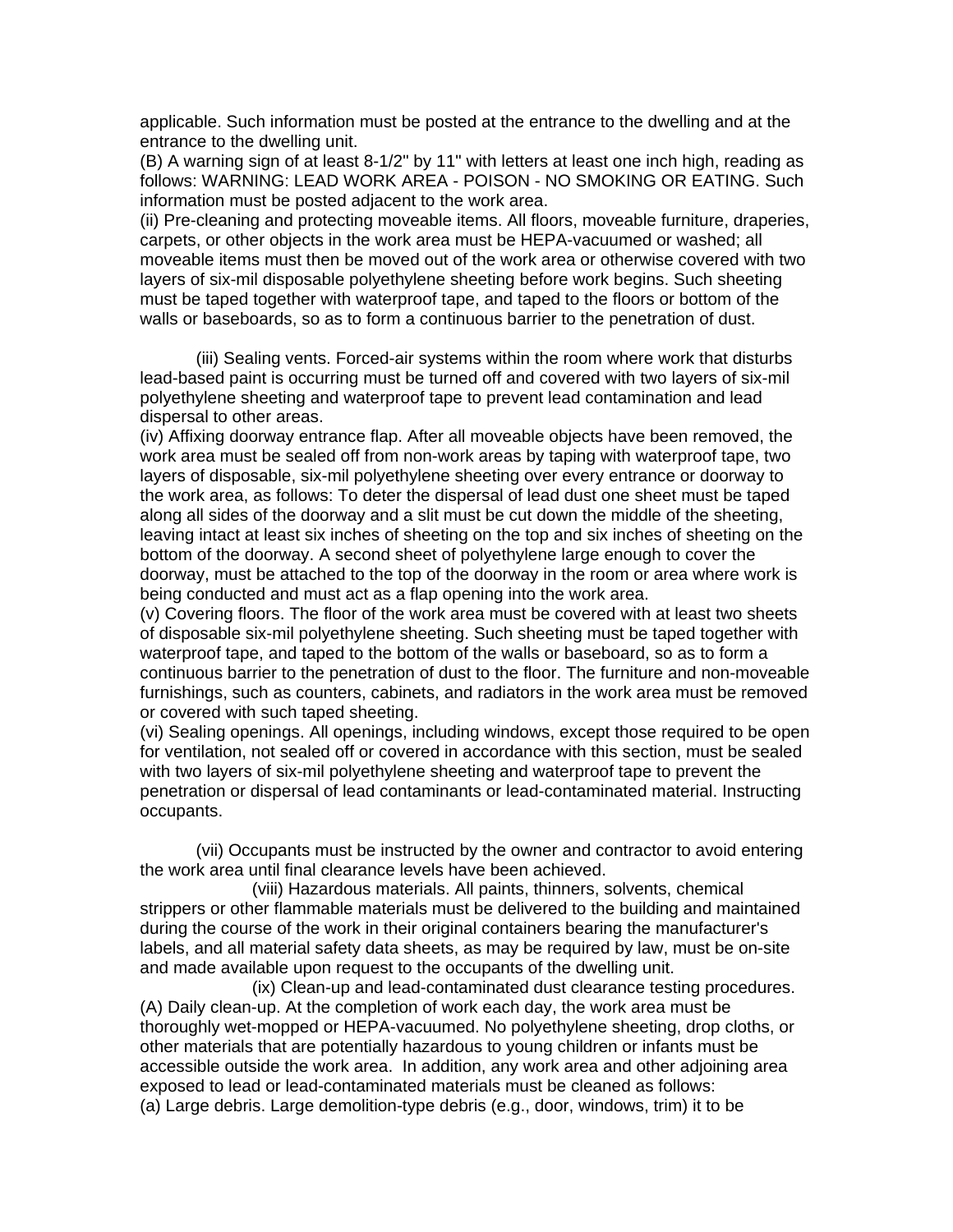applicable. Such information must be posted at the entrance to the dwelling and at the entrance to the dwelling unit.

(B) A warning sign of at least 8-1/2" by 11" with letters at least one inch high, reading as follows: WARNING: LEAD WORK AREA - POISON - NO SMOKING OR EATING. Such information must be posted adjacent to the work area.

(ii) Pre-cleaning and protecting moveable items. All floors, moveable furniture, draperies, carpets, or other objects in the work area must be HEPA-vacuumed or washed; all moveable items must then be moved out of the work area or otherwise covered with two layers of six-mil disposable polyethylene sheeting before work begins. Such sheeting must be taped together with waterproof tape, and taped to the floors or bottom of the walls or baseboards, so as to form a continuous barrier to the penetration of dust.

(iii) Sealing vents. Forced-air systems within the room where work that disturbs lead-based paint is occurring must be turned off and covered with two layers of six-mil polyethylene sheeting and waterproof tape to prevent lead contamination and lead dispersal to other areas.

(iv) Affixing doorway entrance flap. After all moveable objects have been removed, the work area must be sealed off from non-work areas by taping with waterproof tape, two layers of disposable, six-mil polyethylene sheeting over every entrance or doorway to the work area, as follows: To deter the dispersal of lead dust one sheet must be taped along all sides of the doorway and a slit must be cut down the middle of the sheeting, leaving intact at least six inches of sheeting on the top and six inches of sheeting on the bottom of the doorway. A second sheet of polyethylene large enough to cover the doorway, must be attached to the top of the doorway in the room or area where work is being conducted and must act as a flap opening into the work area.

(v) Covering floors. The floor of the work area must be covered with at least two sheets of disposable six-mil polyethylene sheeting. Such sheeting must be taped together with waterproof tape, and taped to the bottom of the walls or baseboard, so as to form a continuous barrier to the penetration of dust to the floor. The furniture and non-moveable furnishings, such as counters, cabinets, and radiators in the work area must be removed or covered with such taped sheeting.

(vi) Sealing openings. All openings, including windows, except those required to be open for ventilation, not sealed off or covered in accordance with this section, must be sealed with two layers of six-mil polyethylene sheeting and waterproof tape to prevent the penetration or dispersal of lead contaminants or lead-contaminated material. Instructing occupants.

(vii) Occupants must be instructed by the owner and contractor to avoid entering the work area until final clearance levels have been achieved.

(viii) Hazardous materials. All paints, thinners, solvents, chemical strippers or other flammable materials must be delivered to the building and maintained during the course of the work in their original containers bearing the manufacturer's labels, and all material safety data sheets, as may be required by law, must be on-site and made available upon request to the occupants of the dwelling unit.

(ix) Clean-up and lead-contaminated dust clearance testing procedures.
(A) Daily clean-up. At the completion of work each day, the work area must be thoroughly wet-mopped or HEPA-vacuumed. No polyethylene sheeting, drop cloths, or other materials that are potentially hazardous to young children or infants must be accessible outside the work area. In addition, any work area and other adjoining area exposed to lead or lead-contaminated materials must be cleaned as follows:

(a) Large debris. Large demolition-type debris (e.g., door, windows, trim) it to be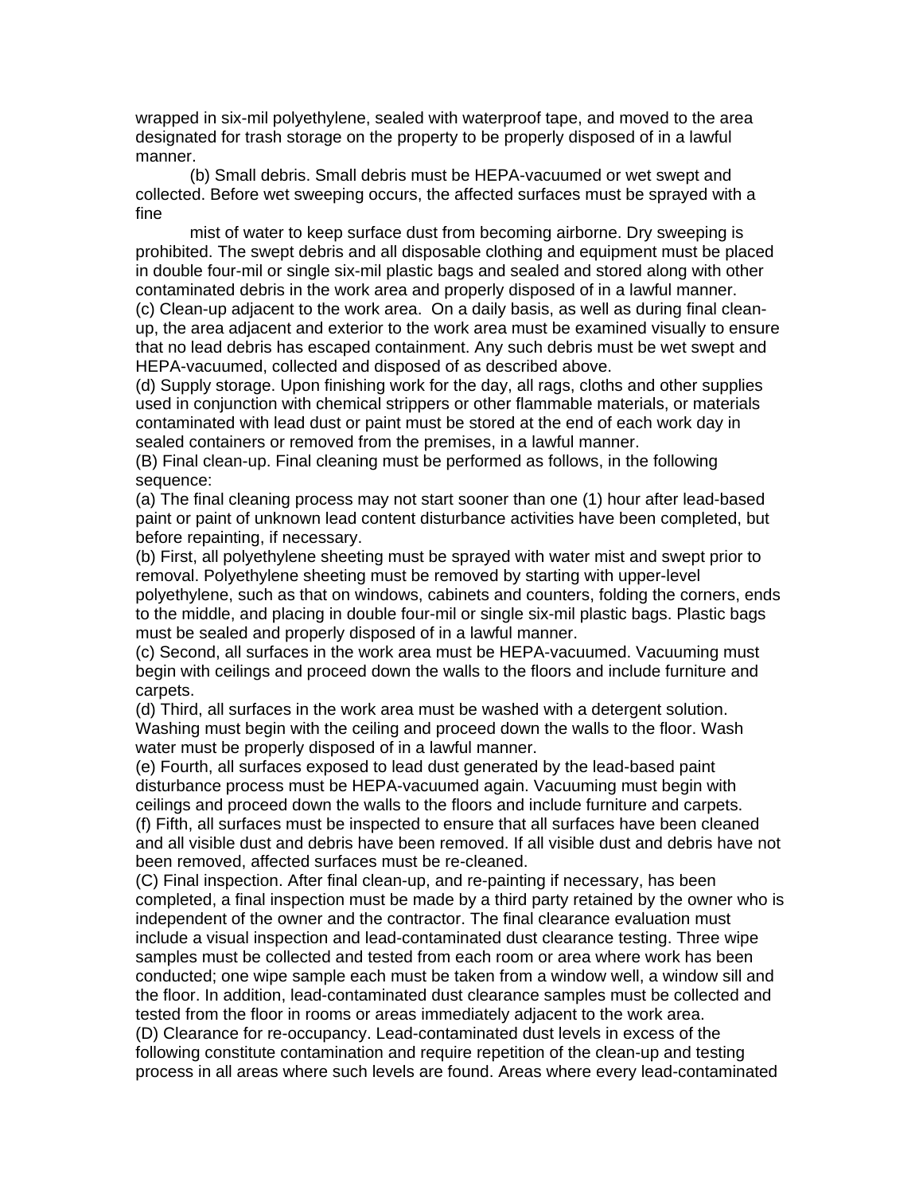wrapped in six-mil polyethylene, sealed with waterproof tape, and moved to the area designated for trash storage on the property to be properly disposed of in a lawful manner.

(b) Small debris. Small debris must be HEPA-vacuumed or wet swept and collected. Before wet sweeping occurs, the affected surfaces must be sprayed with a fine mist of water to keep surface dust from becoming airborne. Dry sweeping is prohibited. The swept debris and all disposable clothing and equipment must be placed in double four-mil or single six-mil plastic bags and sealed and stored along with other contaminated debris in the work area and properly disposed of in a lawful manner.

(c) Clean-up adjacent to the work area. On a daily basis, as well as during final clean-up, the area adjacent and exterior to the work area must be examined visually to ensure that no lead debris has escaped containment. Any such debris must be wet swept and HEPA-vacuumed, collected and disposed of as described above.

(d) Supply storage. Upon finishing work for the day, all rags, cloths and other supplies used in conjunction with chemical strippers or other flammable materials, or materials contaminated with lead dust or paint must be stored at the end of each work day in sealed containers or removed from the premises, in a lawful manner.

(B) Final clean-up. Final cleaning must be performed as follows, in the following sequence:

(a) The final cleaning process may not start sooner than one (1) hour after lead-based paint or paint of unknown lead content disturbance activities have been completed, but before repainting, if necessary.

(b) First, all polyethylene sheeting must be sprayed with water mist and swept prior to removal. Polyethylene sheeting must be removed by starting with upper-level polyethylene, such as that on windows, cabinets and counters, folding the corners, ends to the middle, and placing in double four-mil or single six-mil plastic bags. Plastic bags must be sealed and properly disposed of in a lawful manner.

(c) Second, all surfaces in the work area must be HEPA-vacuumed. Vacuuming must begin with ceilings and proceed down the walls to the floors and include furniture and carpets.

(d) Third, all surfaces in the work area must be washed with a detergent solution. Washing must begin with the ceiling and proceed down the walls to the floor. Wash water must be properly disposed of in a lawful manner.

(e) Fourth, all surfaces exposed to lead dust generated by the lead-based paint disturbance process must be HEPA-vacuumed again. Vacuuming must begin with ceilings and proceed down the walls to the floors and include furniture and carpets.

(f) Fifth, all surfaces must be inspected to ensure that all surfaces have been cleaned and all visible dust and debris have been removed. If all visible dust and debris have not been removed, affected surfaces must be re-cleaned.

(C) Final inspection. After final clean-up, and re-painting if necessary, has been completed, a final inspection must be made by a third party retained by the owner who is independent of the owner and the contractor. The final clearance evaluation must include a visual inspection and lead-contaminated dust clearance testing. Three wipe samples must be collected and tested from each room or area where work has been conducted; one wipe sample each must be taken from a window well, a window sill and the floor. In addition, lead-contaminated dust clearance samples must be collected and tested from the floor in rooms or areas immediately adjacent to the work area.

(D) Clearance for re-occupancy. Lead-contaminated dust levels in excess of the following constitute contamination and require repetition of the clean-up and testing process in all areas where such levels are found. Areas where every lead-contaminated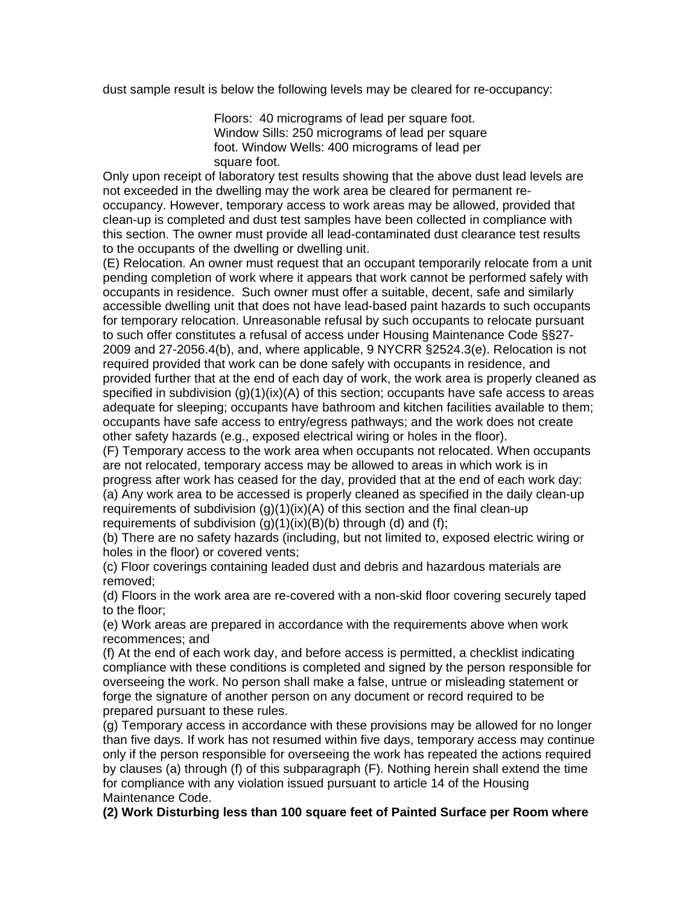dust sample result is below the following levels may be cleared for re-occupancy:

> Floors: 40 micrograms of lead per square foot.
> Window Sills: 250 micrograms of lead per square foot. Window Wells: 400 micrograms of lead per square foot.

Only upon receipt of laboratory test results showing that the above dust lead levels are not exceeded in the dwelling may the work area be cleared for permanent re-occupancy. However, temporary access to work areas may be allowed, provided that clean-up is completed and dust test samples have been collected in compliance with this section. The owner must provide all lead-contaminated dust clearance test results to the occupants of the dwelling or dwelling unit.

(E) Relocation. An owner must request that an occupant temporarily relocate from a unit pending completion of work where it appears that work cannot be performed safely with occupants in residence. Such owner must offer a suitable, decent, safe and similarly accessible dwelling unit that does not have lead-based paint hazards to such occupants for temporary relocation. Unreasonable refusal by such occupants to relocate pursuant to such offer constitutes a refusal of access under Housing Maintenance Code §§27-2009 and 27-2056.4(b), and, where applicable, 9 NYCRR §2524.3(e). Relocation is not required provided that work can be done safely with occupants in residence, and provided further that at the end of each day of work, the work area is properly cleaned as specified in subdivision (g)(1)(ix)(A) of this section; occupants have safe access to areas adequate for sleeping; occupants have bathroom and kitchen facilities available to them; occupants have safe access to entry/egress pathways; and the work does not create other safety hazards (e.g., exposed electrical wiring or holes in the floor).

(F) Temporary access to the work area when occupants not relocated. When occupants are not relocated, temporary access may be allowed to areas in which work is in progress after work has ceased for the day, provided that at the end of each work day:

(a) Any work area to be accessed is properly cleaned as specified in the daily clean-up requirements of subdivision (g)(1)(ix)(A) of this section and the final clean-up requirements of subdivision (g)(1)(ix)(B)(b) through (d) and (f);

(b) There are no safety hazards (including, but not limited to, exposed electric wiring or holes in the floor) or covered vents;

(c) Floor coverings containing leaded dust and debris and hazardous materials are removed;

(d) Floors in the work area are re-covered with a non-skid floor covering securely taped to the floor;

(e) Work areas are prepared in accordance with the requirements above when work recommences; and

(f) At the end of each work day, and before access is permitted, a checklist indicating compliance with these conditions is completed and signed by the person responsible for overseeing the work. No person shall make a false, untrue or misleading statement or forge the signature of another person on any document or record required to be prepared pursuant to these rules.

(g) Temporary access in accordance with these provisions may be allowed for no longer than five days. If work has not resumed within five days, temporary access may continue only if the person responsible for overseeing the work has repeated the actions required by clauses (a) through (f) of this subparagraph (F). Nothing herein shall extend the time for compliance with any violation issued pursuant to article 14 of the Housing Maintenance Code.

**(2) Work Disturbing less than 100 square feet of Painted Surface per Room where**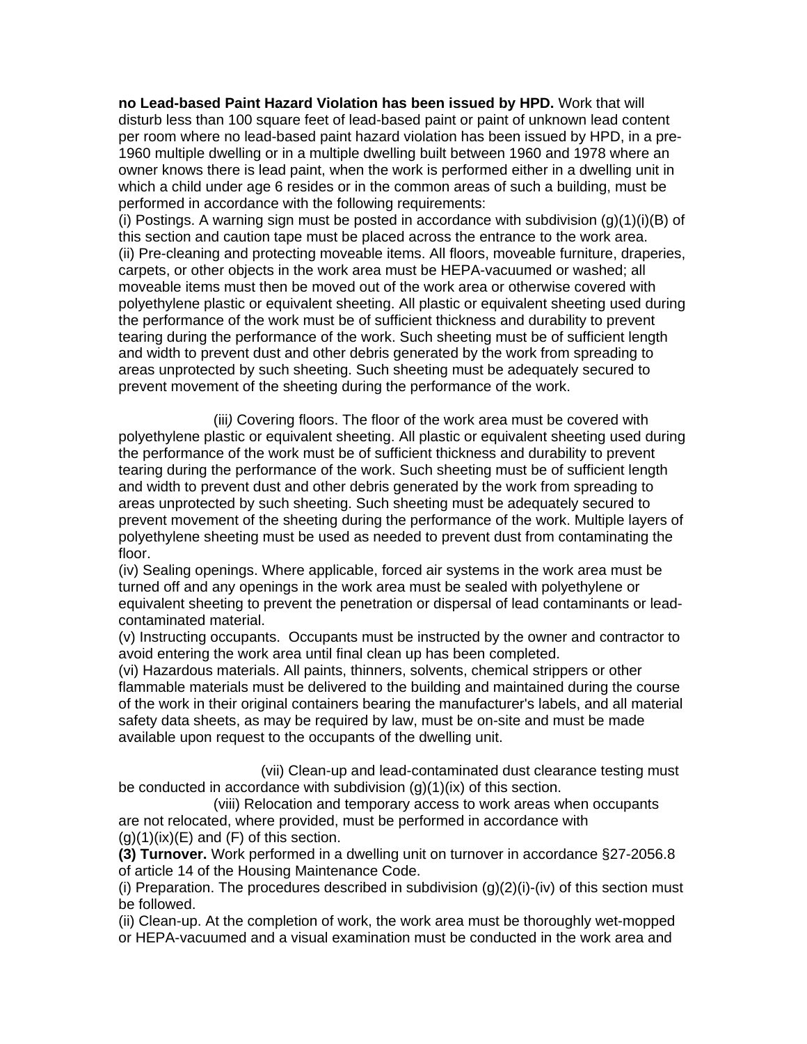**no Lead-based Paint Hazard Violation has been issued by HPD.** Work that will disturb less than 100 square feet of lead-based paint or paint of unknown lead content per room where no lead-based paint hazard violation has been issued by HPD, in a pre-1960 multiple dwelling or in a multiple dwelling built between 1960 and 1978 where an owner knows there is lead paint, when the work is performed either in a dwelling unit in which a child under age 6 resides or in the common areas of such a building, must be performed in accordance with the following requirements:

(i) Postings. A warning sign must be posted in accordance with subdivision (g)(1)(i)(B) of this section and caution tape must be placed across the entrance to the work area.

(ii) Pre-cleaning and protecting moveable items. All floors, moveable furniture, draperies, carpets, or other objects in the work area must be HEPA-vacuumed or washed; all moveable items must then be moved out of the work area or otherwise covered with polyethylene plastic or equivalent sheeting. All plastic or equivalent sheeting used during the performance of the work must be of sufficient thickness and durability to prevent tearing during the performance of the work. Such sheeting must be of sufficient length and width to prevent dust and other debris generated by the work from spreading to areas unprotected by such sheeting. Such sheeting must be adequately secured to prevent movement of the sheeting during the performance of the work.

(iii*)* Covering floors. The floor of the work area must be covered with polyethylene plastic or equivalent sheeting. All plastic or equivalent sheeting used during the performance of the work must be of sufficient thickness and durability to prevent tearing during the performance of the work. Such sheeting must be of sufficient length and width to prevent dust and other debris generated by the work from spreading to areas unprotected by such sheeting. Such sheeting must be adequately secured to prevent movement of the sheeting during the performance of the work. Multiple layers of polyethylene sheeting must be used as needed to prevent dust from contaminating the floor.

(iv) Sealing openings. Where applicable, forced air systems in the work area must be turned off and any openings in the work area must be sealed with polyethylene or equivalent sheeting to prevent the penetration or dispersal of lead contaminants or lead-contaminated material.

(v) Instructing occupants. Occupants must be instructed by the owner and contractor to avoid entering the work area until final clean up has been completed.

(vi) Hazardous materials. All paints, thinners, solvents, chemical strippers or other flammable materials must be delivered to the building and maintained during the course of the work in their original containers bearing the manufacturer's labels, and all material safety data sheets, as may be required by law, must be on-site and must be made available upon request to the occupants of the dwelling unit.

(vii) Clean-up and lead-contaminated dust clearance testing must be conducted in accordance with subdivision (g)(1)(ix) of this section.

(viii) Relocation and temporary access to work areas when occupants are not relocated, where provided, must be performed in accordance with (g)(1)(ix)(E) and (F) of this section.

**(3) Turnover.** Work performed in a dwelling unit on turnover in accordance §27-2056.8 of article 14 of the Housing Maintenance Code.

(i) Preparation. The procedures described in subdivision (g)(2)(i)-(iv) of this section must be followed.

(ii) Clean-up. At the completion of work, the work area must be thoroughly wet-mopped or HEPA-vacuumed and a visual examination must be conducted in the work area and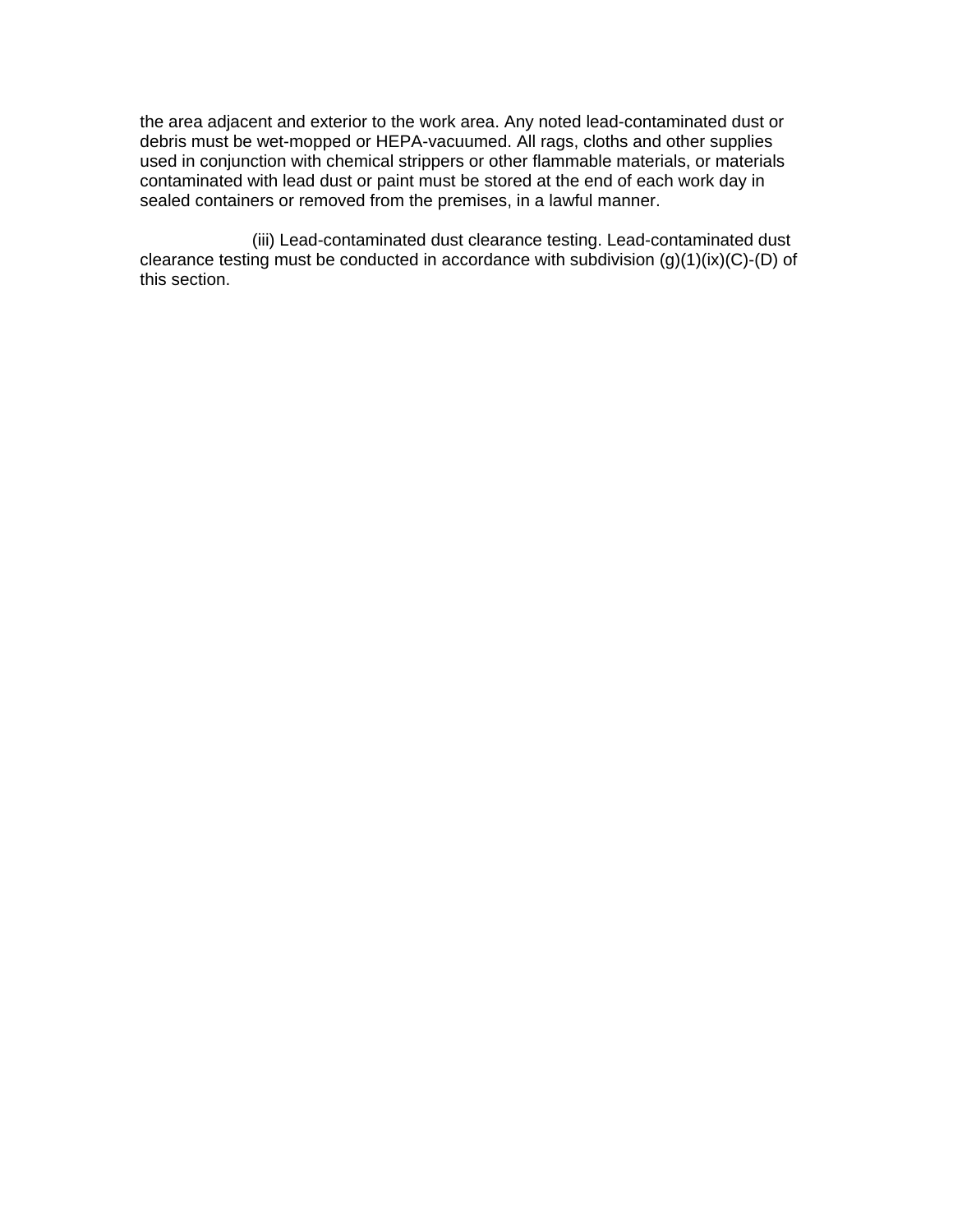the area adjacent and exterior to the work area. Any noted lead-contaminated dust or debris must be wet-mopped or HEPA-vacuumed. All rags, cloths and other supplies used in conjunction with chemical strippers or other flammable materials, or materials contaminated with lead dust or paint must be stored at the end of each work day in sealed containers or removed from the premises, in a lawful manner.

(iii) Lead-contaminated dust clearance testing. Lead-contaminated dust clearance testing must be conducted in accordance with subdivision (g)(1)(ix)(C)-(D) of this section.